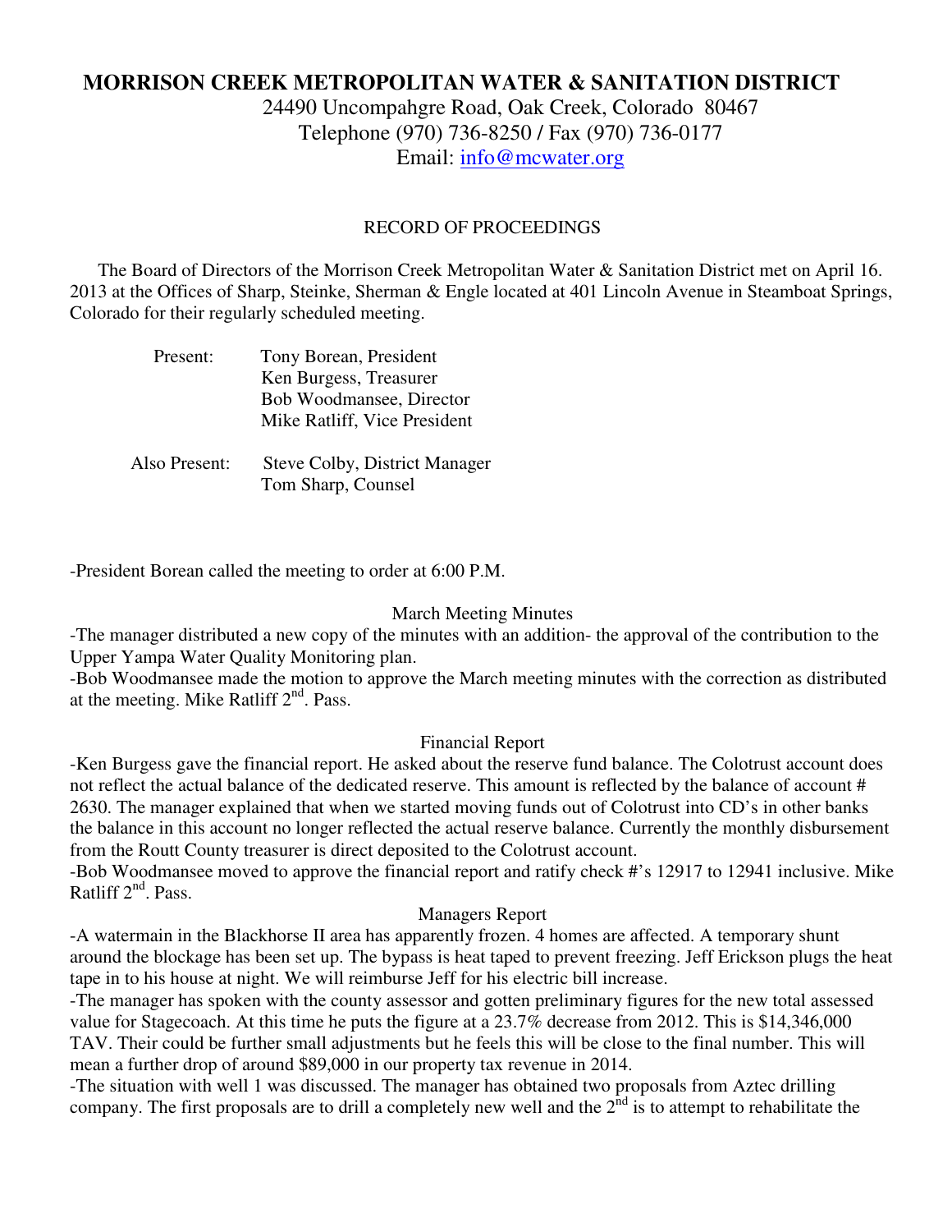# MORRISON CREEK METROPOLITAN WATER & SANITATION DISTRICT

24490 Uncompahgre Road, Oak Creek, Colorado 80467
Telephone (970) 736-8250 / Fax (970) 736-0177
Email: info@mcwater.org

RECORD OF PROCEEDINGS

The Board of Directors of the Morrison Creek Metropolitan Water & Sanitation District met on April 16. 2013 at the Offices of Sharp, Steinke, Sherman & Engle located at 401 Lincoln Avenue in Steamboat Springs, Colorado for their regularly scheduled meeting.

Present:
Tony Borean, President
Ken Burgess, Treasurer
Bob Woodmansee, Director
Mike Ratliff, Vice President

Also Present:
Steve Colby, District Manager
Tom Sharp, Counsel

-President Borean called the meeting to order at 6:00 P.M.

March Meeting Minutes

-The manager distributed a new copy of the minutes with an addition- the approval of the contribution to the Upper Yampa Water Quality Monitoring plan.

-Bob Woodmansee made the motion to approve the March meeting minutes with the correction as distributed at the meeting. Mike Ratliff 2nd. Pass.

Financial Report

-Ken Burgess gave the financial report. He asked about the reserve fund balance. The Colotrust account does not reflect the actual balance of the dedicated reserve. This amount is reflected by the balance of account # 2630. The manager explained that when we started moving funds out of Colotrust into CD's in other banks the balance in this account no longer reflected the actual reserve balance. Currently the monthly disbursement from the Routt County treasurer is direct deposited to the Colotrust account.

-Bob Woodmansee moved to approve the financial report and ratify check #'s 12917 to 12941 inclusive. Mike Ratliff 2nd. Pass.

Managers Report

-A watermain in the Blackhorse II area has apparently frozen. 4 homes are affected. A temporary shunt around the blockage has been set up. The bypass is heat taped to prevent freezing. Jeff Erickson plugs the heat tape in to his house at night. We will reimburse Jeff for his electric bill increase.

-The manager has spoken with the county assessor and gotten preliminary figures for the new total assessed value for Stagecoach. At this time he puts the figure at a 23.7% decrease from 2012. This is $14,346,000 TAV. Their could be further small adjustments but he feels this will be close to the final number. This will mean a further drop of around $89,000 in our property tax revenue in 2014.

-The situation with well 1 was discussed. The manager has obtained two proposals from Aztec drilling company. The first proposals are to drill a completely new well and the 2nd is to attempt to rehabilitate the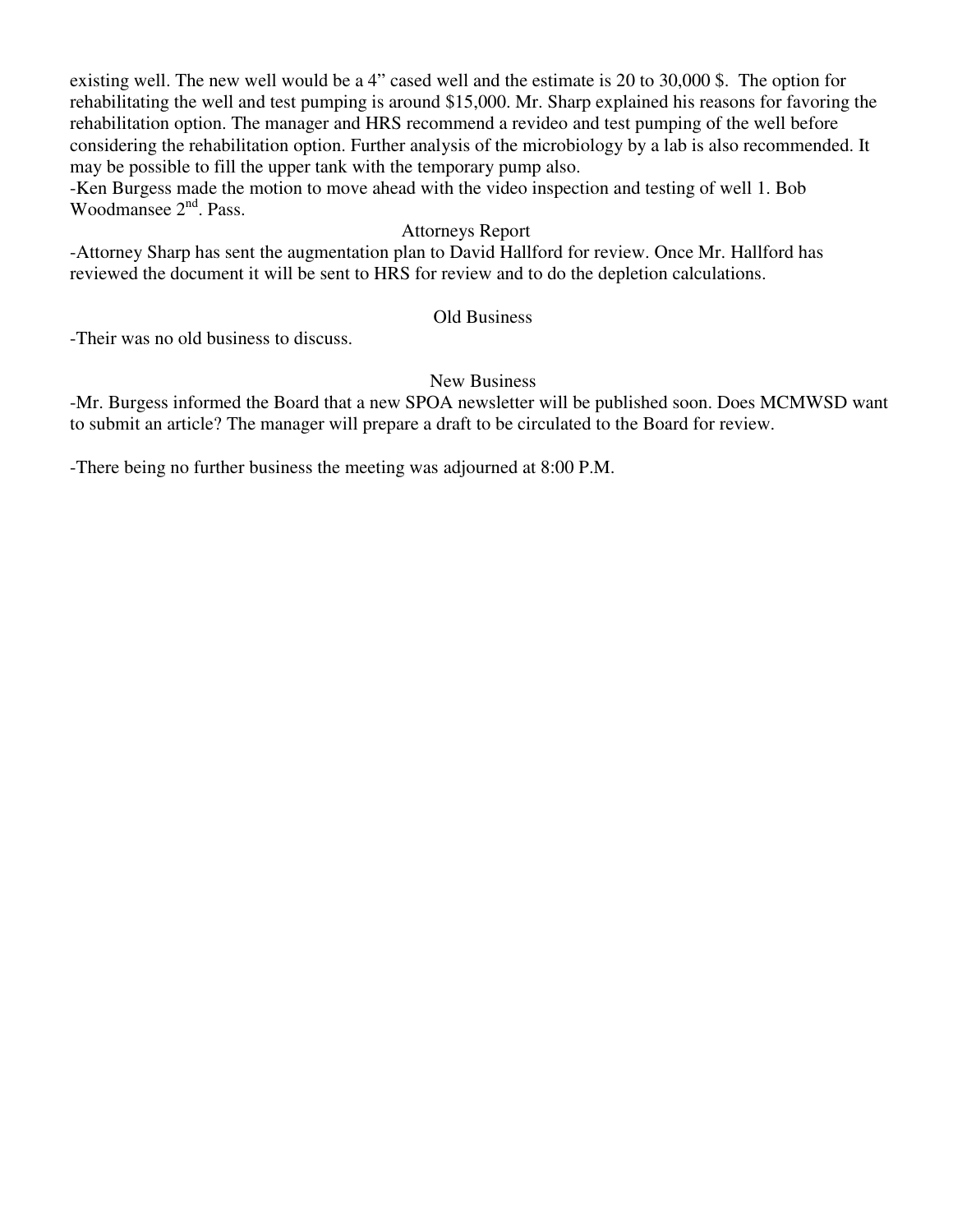existing well. The new well would be a 4" cased well and the estimate is 20 to 30,000 $. The option for rehabilitating the well and test pumping is around $15,000. Mr. Sharp explained his reasons for favoring the rehabilitation option. The manager and HRS recommend a revideo and test pumping of the well before considering the rehabilitation option. Further analysis of the microbiology by a lab is also recommended. It may be possible to fill the upper tank with the temporary pump also.

-Ken Burgess made the motion to move ahead with the video inspection and testing of well 1. Bob Woodmansee 2nd. Pass.

## Attorneys Report

-Attorney Sharp has sent the augmentation plan to David Hallford for review. Once Mr. Hallford has reviewed the document it will be sent to HRS for review and to do the depletion calculations.

## Old Business

-Their was no old business to discuss.

## New Business

-Mr. Burgess informed the Board that a new SPOA newsletter will be published soon. Does MCMWSD want to submit an article? The manager will prepare a draft to be circulated to the Board for review.

-There being no further business the meeting was adjourned at 8:00 P.M.